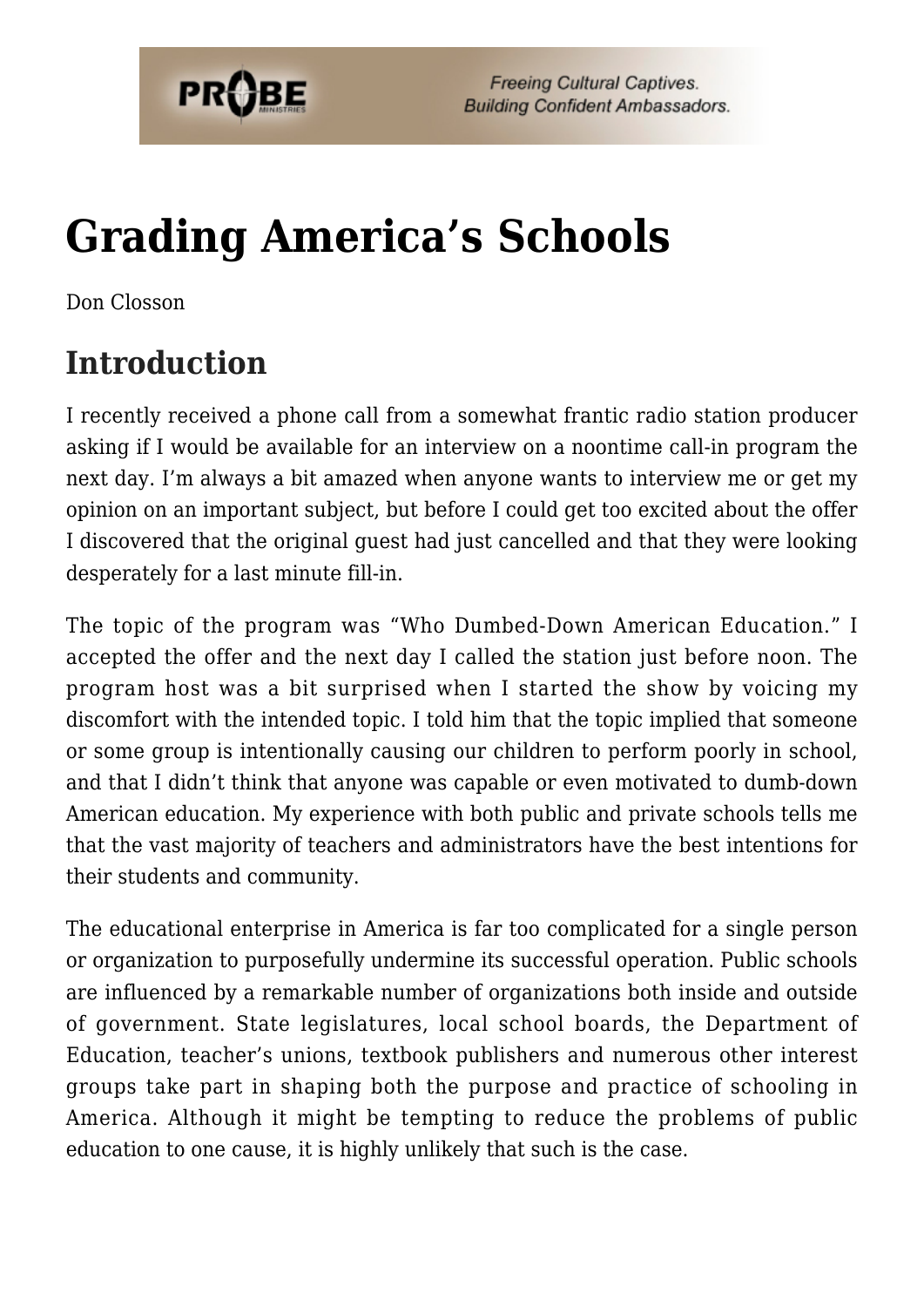# Grading America's Schools

Don Closson

## Introduction

I recently received a phone call from a somewhat frantic radio station producer asking if I would be available for an interview on a noontime call-in program the next day. I'm always a bit amazed when anyone wants to interview me or get my opinion on an important subject, but before I could get too excited about the offer I discovered that the original guest had just cancelled and that they were looking desperately for a last minute fill-in.

The topic of the program was "Who Dumbed-Down American Education." I accepted the offer and the next day I called the station just before noon. The program host was a bit surprised when I started the show by voicing my discomfort with the intended topic. I told him that the topic implied that someone or some group is intentionally causing our children to perform poorly in school, and that I didn't think that anyone was capable or even motivated to dumb-down American education. My experience with both public and private schools tells me that the vast majority of teachers and administrators have the best intentions for their students and community.

The educational enterprise in America is far too complicated for a single person or organization to purposefully undermine its successful operation. Public schools are influenced by a remarkable number of organizations both inside and outside of government. State legislatures, local school boards, the Department of Education, teacher's unions, textbook publishers and numerous other interest groups take part in shaping both the purpose and practice of schooling in America. Although it might be tempting to reduce the problems of public education to one cause, it is highly unlikely that such is the case.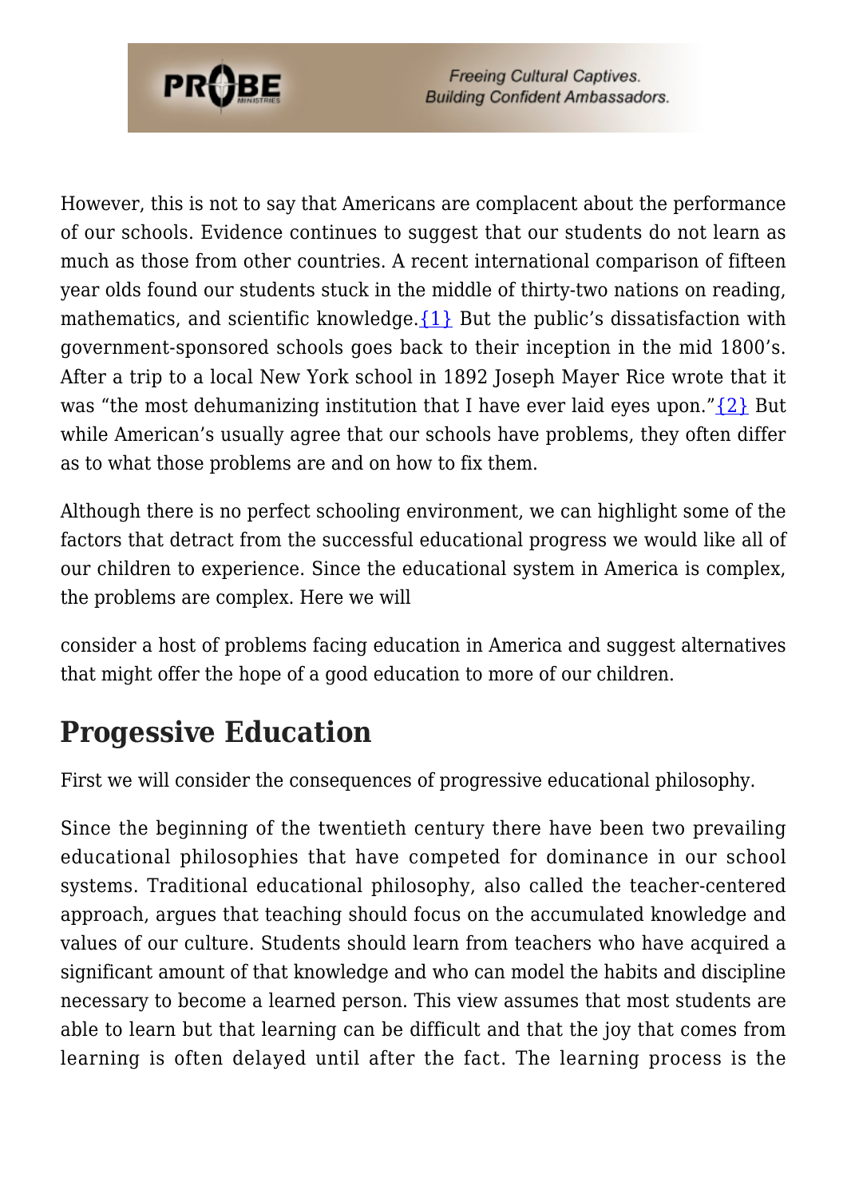However, this is not to say that Americans are complacent about the performance of our schools. Evidence continues to suggest that our students do not learn as much as those from other countries. A recent international comparison of fifteen year olds found our students stuck in the middle of thirty-two nations on reading, mathematics, and scientific knowledge.{1} But the public's dissatisfaction with government-sponsored schools goes back to their inception in the mid 1800's. After a trip to a local New York school in 1892 Joseph Mayer Rice wrote that it was "the most dehumanizing institution that I have ever laid eyes upon."{2} But while American's usually agree that our schools have problems, they often differ as to what those problems are and on how to fix them.

Although there is no perfect schooling environment, we can highlight some of the factors that detract from the successful educational progress we would like all of our children to experience. Since the educational system in America is complex, the problems are complex. Here we will

consider a host of problems facing education in America and suggest alternatives that might offer the hope of a good education to more of our children.

## Progessive Education

First we will consider the consequences of progressive educational philosophy.

Since the beginning of the twentieth century there have been two prevailing educational philosophies that have competed for dominance in our school systems. Traditional educational philosophy, also called the teacher-centered approach, argues that teaching should focus on the accumulated knowledge and values of our culture. Students should learn from teachers who have acquired a significant amount of that knowledge and who can model the habits and discipline necessary to become a learned person. This view assumes that most students are able to learn but that learning can be difficult and that the joy that comes from learning is often delayed until after the fact. The learning process is the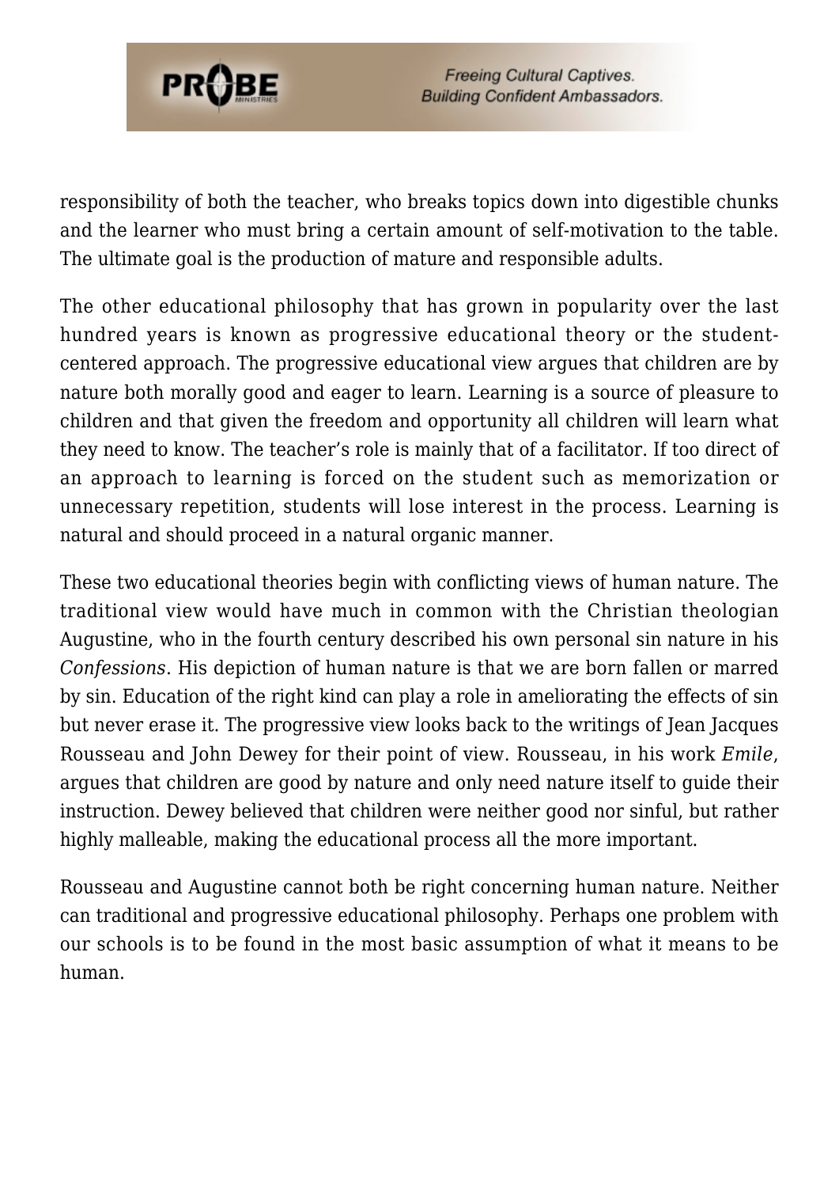responsibility of both the teacher, who breaks topics down into digestible chunks and the learner who must bring a certain amount of self-motivation to the table. The ultimate goal is the production of mature and responsible adults.

The other educational philosophy that has grown in popularity over the last hundred years is known as progressive educational theory or the student-centered approach. The progressive educational view argues that children are by nature both morally good and eager to learn. Learning is a source of pleasure to children and that given the freedom and opportunity all children will learn what they need to know. The teacher's role is mainly that of a facilitator. If too direct of an approach to learning is forced on the student such as memorization or unnecessary repetition, students will lose interest in the process. Learning is natural and should proceed in a natural organic manner.

These two educational theories begin with conflicting views of human nature. The traditional view would have much in common with the Christian theologian Augustine, who in the fourth century described his own personal sin nature in his *Confessions*. His depiction of human nature is that we are born fallen or marred by sin. Education of the right kind can play a role in ameliorating the effects of sin but never erase it. The progressive view looks back to the writings of Jean Jacques Rousseau and John Dewey for their point of view. Rousseau, in his work *Emile*, argues that children are good by nature and only need nature itself to guide their instruction. Dewey believed that children were neither good nor sinful, but rather highly malleable, making the educational process all the more important.

Rousseau and Augustine cannot both be right concerning human nature. Neither can traditional and progressive educational philosophy. Perhaps one problem with our schools is to be found in the most basic assumption of what it means to be human.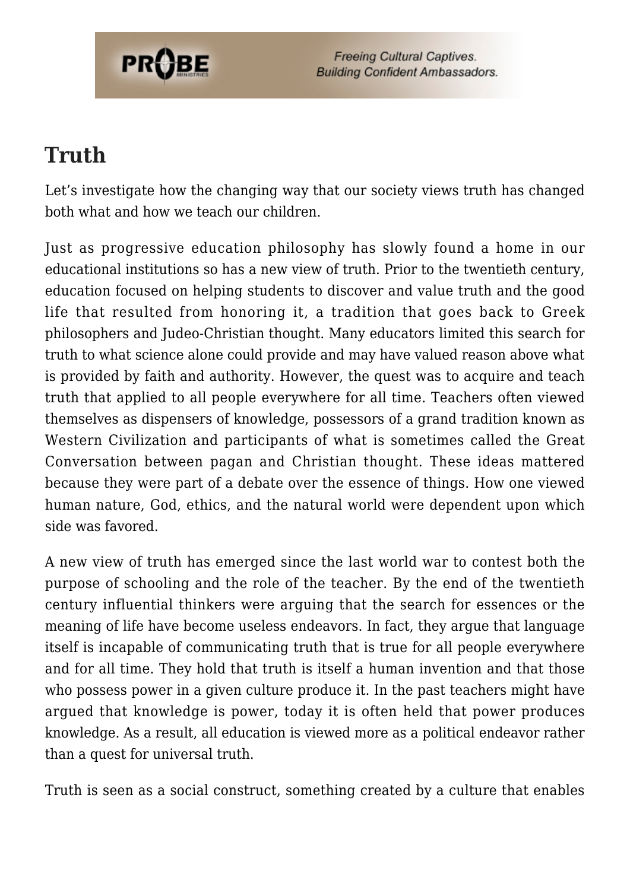## Truth

Let's investigate how the changing way that our society views truth has changed both what and how we teach our children.

Just as progressive education philosophy has slowly found a home in our educational institutions so has a new view of truth. Prior to the twentieth century, education focused on helping students to discover and value truth and the good life that resulted from honoring it, a tradition that goes back to Greek philosophers and Judeo-Christian thought. Many educators limited this search for truth to what science alone could provide and may have valued reason above what is provided by faith and authority. However, the quest was to acquire and teach truth that applied to all people everywhere for all time. Teachers often viewed themselves as dispensers of knowledge, possessors of a grand tradition known as Western Civilization and participants of what is sometimes called the Great Conversation between pagan and Christian thought. These ideas mattered because they were part of a debate over the essence of things. How one viewed human nature, God, ethics, and the natural world were dependent upon which side was favored.

A new view of truth has emerged since the last world war to contest both the purpose of schooling and the role of the teacher. By the end of the twentieth century influential thinkers were arguing that the search for essences or the meaning of life have become useless endeavors. In fact, they argue that language itself is incapable of communicating truth that is true for all people everywhere and for all time. They hold that truth is itself a human invention and that those who possess power in a given culture produce it. In the past teachers might have argued that knowledge is power, today it is often held that power produces knowledge. As a result, all education is viewed more as a political endeavor rather than a quest for universal truth.

Truth is seen as a social construct, something created by a culture that enables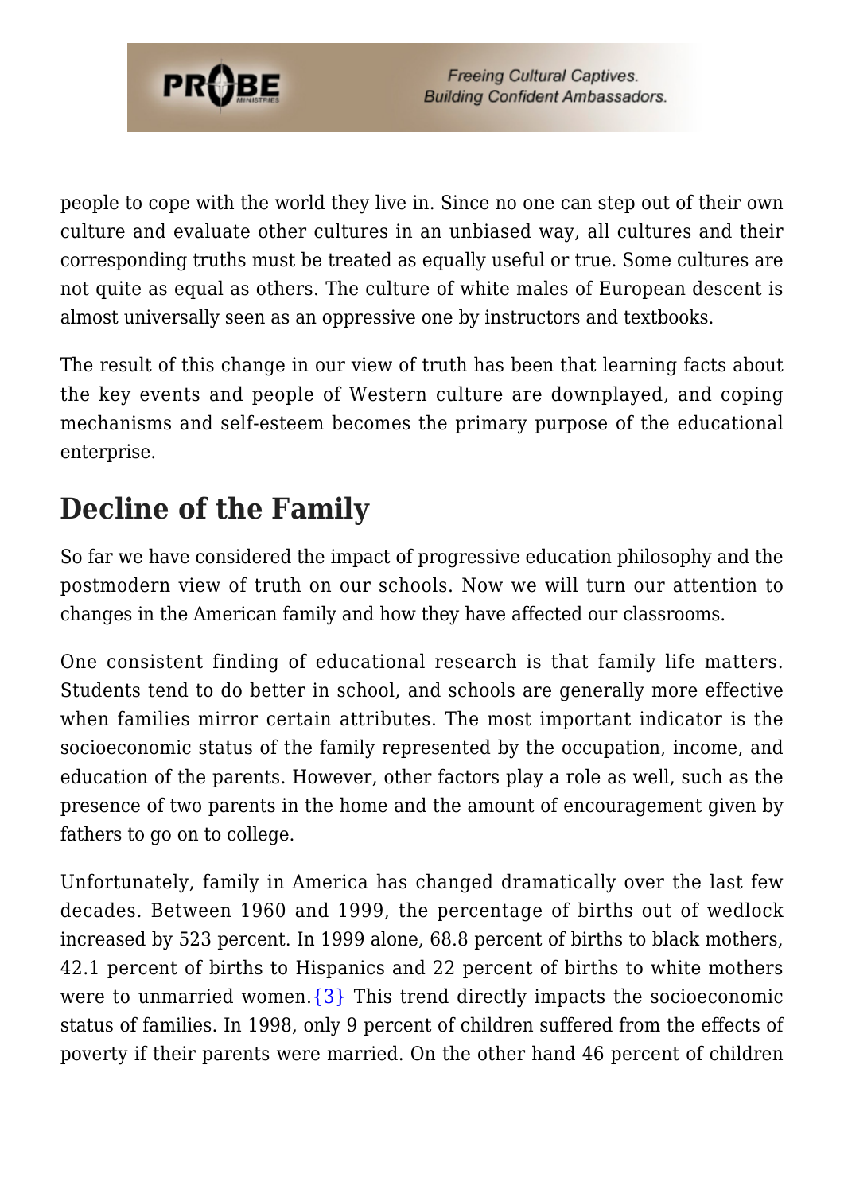people to cope with the world they live in. Since no one can step out of their own culture and evaluate other cultures in an unbiased way, all cultures and their corresponding truths must be treated as equally useful or true. Some cultures are not quite as equal as others. The culture of white males of European descent is almost universally seen as an oppressive one by instructors and textbooks.

The result of this change in our view of truth has been that learning facts about the key events and people of Western culture are downplayed, and coping mechanisms and self-esteem becomes the primary purpose of the educational enterprise.

## Decline of the Family

So far we have considered the impact of progressive education philosophy and the postmodern view of truth on our schools. Now we will turn our attention to changes in the American family and how they have affected our classrooms.

One consistent finding of educational research is that family life matters. Students tend to do better in school, and schools are generally more effective when families mirror certain attributes. The most important indicator is the socioeconomic status of the family represented by the occupation, income, and education of the parents. However, other factors play a role as well, such as the presence of two parents in the home and the amount of encouragement given by fathers to go on to college.

Unfortunately, family in America has changed dramatically over the last few decades. Between 1960 and 1999, the percentage of births out of wedlock increased by 523 percent. In 1999 alone, 68.8 percent of births to black mothers, 42.1 percent of births to Hispanics and 22 percent of births to white mothers were to unmarried women.{3} This trend directly impacts the socioeconomic status of families. In 1998, only 9 percent of children suffered from the effects of poverty if their parents were married. On the other hand 46 percent of children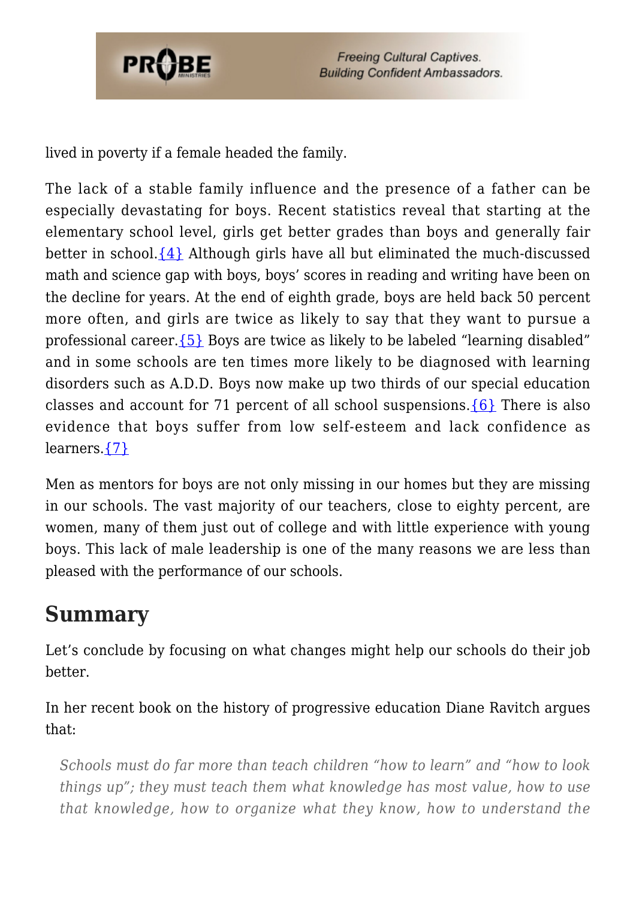lived in poverty if a female headed the family.

The lack of a stable family influence and the presence of a father can be especially devastating for boys. Recent statistics reveal that starting at the elementary school level, girls get better grades than boys and generally fair better in school.{4} Although girls have all but eliminated the much-discussed math and science gap with boys, boys' scores in reading and writing have been on the decline for years. At the end of eighth grade, boys are held back 50 percent more often, and girls are twice as likely to say that they want to pursue a professional career.{5} Boys are twice as likely to be labeled "learning disabled" and in some schools are ten times more likely to be diagnosed with learning disorders such as A.D.D. Boys now make up two thirds of our special education classes and account for 71 percent of all school suspensions.{6} There is also evidence that boys suffer from low self-esteem and lack confidence as learners.{7}

Men as mentors for boys are not only missing in our homes but they are missing in our schools. The vast majority of our teachers, close to eighty percent, are women, many of them just out of college and with little experience with young boys. This lack of male leadership is one of the many reasons we are less than pleased with the performance of our schools.

## Summary

Let's conclude by focusing on what changes might help our schools do their job better.

In her recent book on the history of progressive education Diane Ravitch argues that:

> *Schools must do far more than teach children "how to learn" and "how to look things up"; they must teach them what knowledge has most value, how to use that knowledge, how to organize what they know, how to understand the*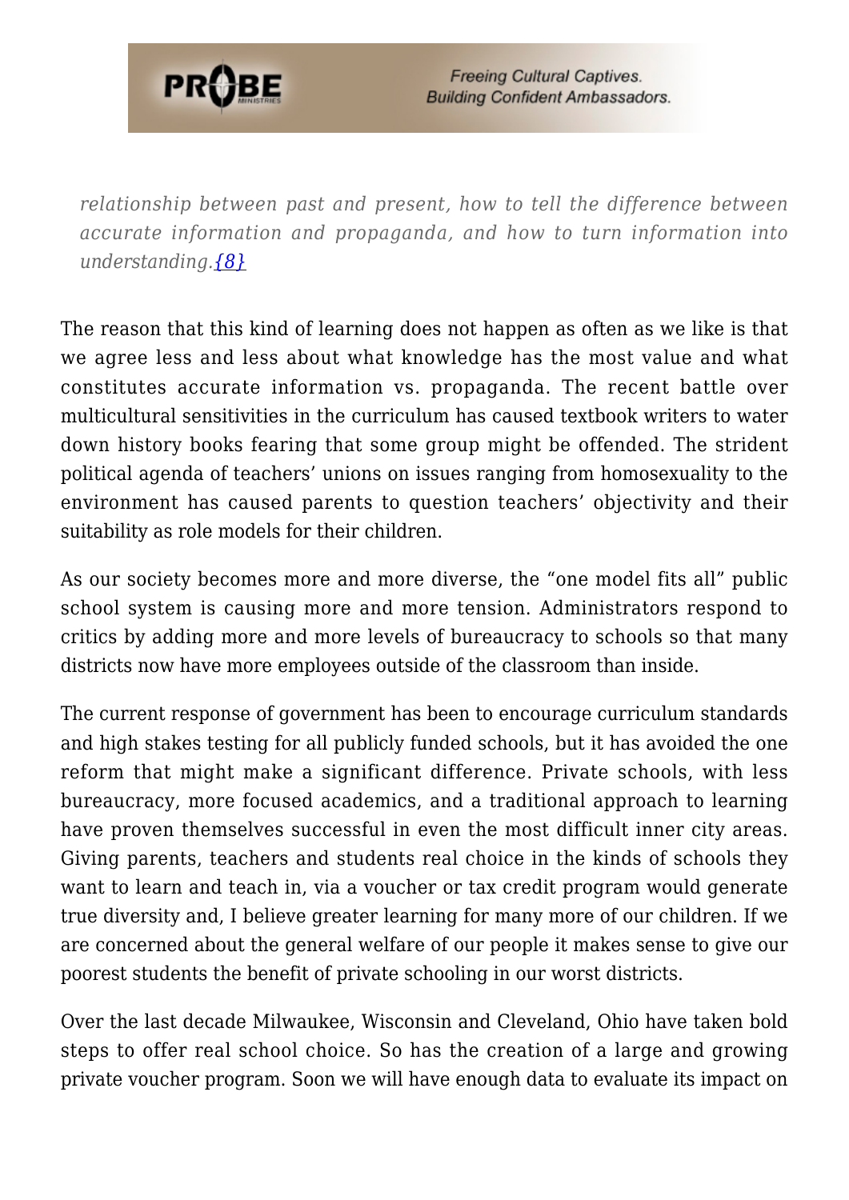*relationship between past and present, how to tell the difference between accurate information and propaganda, and how to turn information into understanding.{8}*

The reason that this kind of learning does not happen as often as we like is that we agree less and less about what knowledge has the most value and what constitutes accurate information vs. propaganda. The recent battle over multicultural sensitivities in the curriculum has caused textbook writers to water down history books fearing that some group might be offended. The strident political agenda of teachers' unions on issues ranging from homosexuality to the environment has caused parents to question teachers' objectivity and their suitability as role models for their children.

As our society becomes more and more diverse, the "one model fits all" public school system is causing more and more tension. Administrators respond to critics by adding more and more levels of bureaucracy to schools so that many districts now have more employees outside of the classroom than inside.

The current response of government has been to encourage curriculum standards and high stakes testing for all publicly funded schools, but it has avoided the one reform that might make a significant difference. Private schools, with less bureaucracy, more focused academics, and a traditional approach to learning have proven themselves successful in even the most difficult inner city areas. Giving parents, teachers and students real choice in the kinds of schools they want to learn and teach in, via a voucher or tax credit program would generate true diversity and, I believe greater learning for many more of our children. If we are concerned about the general welfare of our people it makes sense to give our poorest students the benefit of private schooling in our worst districts.

Over the last decade Milwaukee, Wisconsin and Cleveland, Ohio have taken bold steps to offer real school choice. So has the creation of a large and growing private voucher program. Soon we will have enough data to evaluate its impact on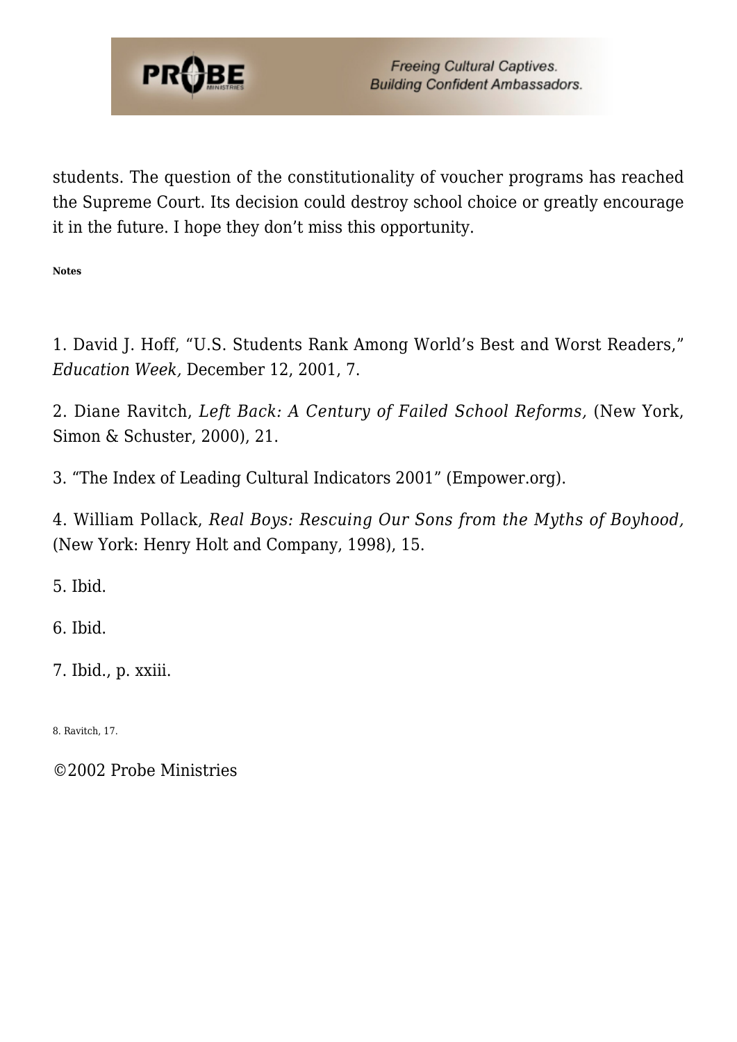students. The question of the constitutionality of voucher programs has reached the Supreme Court. Its decision could destroy school choice or greatly encourage it in the future. I hope they don't miss this opportunity.

**Notes**

1. David J. Hoff, "U.S. Students Rank Among World's Best and Worst Readers," *Education Week,* December 12, 2001, 7.

2. Diane Ravitch, *Left Back: A Century of Failed School Reforms,* (New York, Simon & Schuster, 2000), 21.

3. "The Index of Leading Cultural Indicators 2001" (Empower.org).

4. William Pollack, *Real Boys: Rescuing Our Sons from the Myths of Boyhood,* (New York: Henry Holt and Company, 1998), 15.

5. Ibid.

6. Ibid.

7. Ibid., p. xxiii.

8. Ravitch, 17.

©2002 Probe Ministries